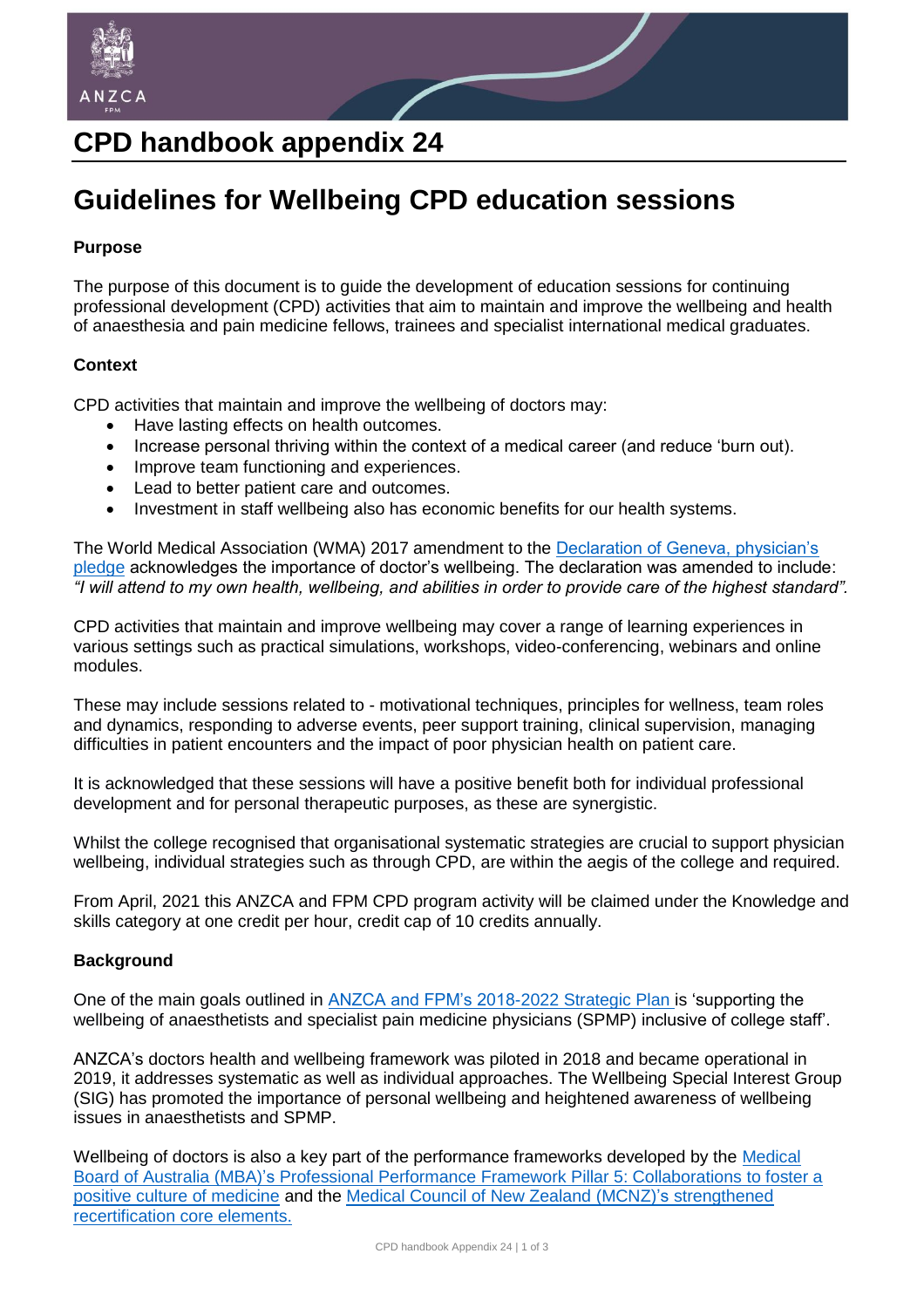# CPD handbook appendix 24

# Guidelines for Wellbeing CPD education sessions

**Purpose**

The purpose of this document is to guide the development of education sessions for continuing professional development (CPD) activities that aim to maintain and improve the wellbeing and health of anaesthesia and pain medicine fellows, trainees and specialist international medical graduates.

**Context**

CPD activities that maintain and improve the wellbeing of doctors may:

- Have lasting effects on health outcomes.
- Increase personal thriving within the context of a medical career (and reduce 'burn out).
- Improve team functioning and experiences.
- Lead to better patient care and outcomes.
- Investment in staff wellbeing also has economic benefits for our health systems.

The World Medical Association (WMA) 2017 amendment to the Declaration of Geneva, physician's pledge acknowledges the importance of doctor's wellbeing. The declaration was amended to include: *"I will attend to my own health, wellbeing, and abilities in order to provide care of the highest standard".*

CPD activities that maintain and improve wellbeing may cover a range of learning experiences in various settings such as practical simulations, workshops, video-conferencing, webinars and online modules.

These may include sessions related to - motivational techniques, principles for wellness, team roles and dynamics, responding to adverse events, peer support training, clinical supervision, managing difficulties in patient encounters and the impact of poor physician health on patient care.

It is acknowledged that these sessions will have a positive benefit both for individual professional development and for personal therapeutic purposes, as these are synergistic.

Whilst the college recognised that organisational systematic strategies are crucial to support physician wellbeing, individual strategies such as through CPD, are within the aegis of the college and required.

From April, 2021 this ANZCA and FPM CPD program activity will be claimed under the Knowledge and skills category at one credit per hour, credit cap of 10 credits annually.

**Background**

One of the main goals outlined in ANZCA and FPM's 2018-2022 Strategic Plan is 'supporting the wellbeing of anaesthetists and specialist pain medicine physicians (SPMP) inclusive of college staff'.

ANZCA's doctors health and wellbeing framework was piloted in 2018 and became operational in 2019, it addresses systematic as well as individual approaches. The Wellbeing Special Interest Group (SIG) has promoted the importance of personal wellbeing and heightened awareness of wellbeing issues in anaesthetists and SPMP.

Wellbeing of doctors is also a key part of the performance frameworks developed by the Medical Board of Australia (MBA)'s Professional Performance Framework Pillar 5: Collaborations to foster a positive culture of medicine and the Medical Council of New Zealand (MCNZ)'s strengthened recertification core elements.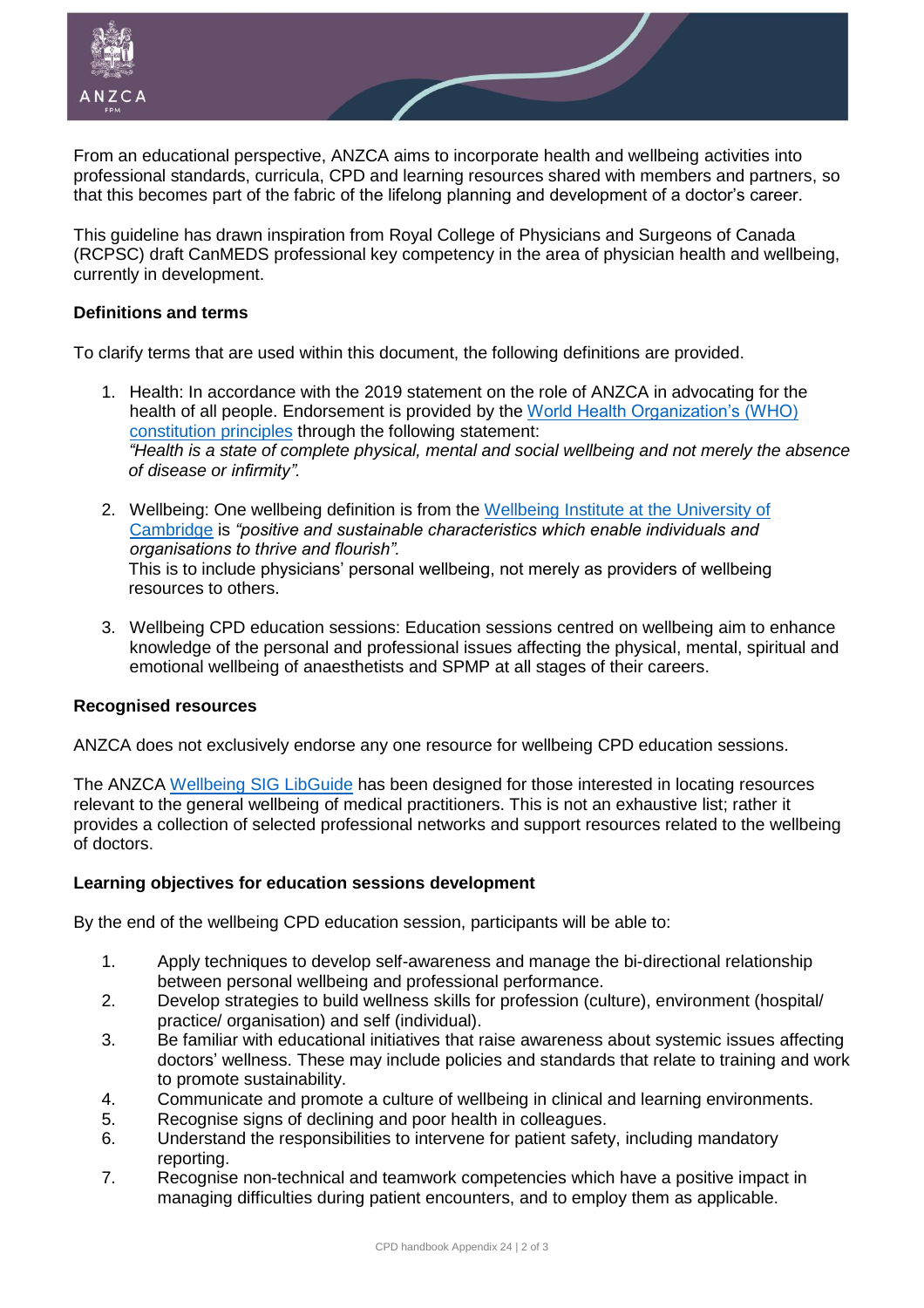From an educational perspective, ANZCA aims to incorporate health and wellbeing activities into professional standards, curricula, CPD and learning resources shared with members and partners, so that this becomes part of the fabric of the lifelong planning and development of a doctor's career.

This guideline has drawn inspiration from Royal College of Physicians and Surgeons of Canada (RCPSC) draft CanMEDS professional key competency in the area of physician health and wellbeing, currently in development.

**Definitions and terms**

To clarify terms that are used within this document, the following definitions are provided.

1. Health: In accordance with the 2019 statement on the role of ANZCA in advocating for the health of all people. Endorsement is provided by the [World Health Organization's (WHO) constitution principles]() through the following statement:
   *"Health is a state of complete physical, mental and social wellbeing and not merely the absence of disease or infirmity".*

2. Wellbeing: One wellbeing definition is from the [Wellbeing Institute at the University of Cambridge]() is *"positive and sustainable characteristics which enable individuals and organisations to thrive and flourish".*
   This is to include physicians' personal wellbeing, not merely as providers of wellbeing resources to others.

3. Wellbeing CPD education sessions: Education sessions centred on wellbeing aim to enhance knowledge of the personal and professional issues affecting the physical, mental, spiritual and emotional wellbeing of anaesthetists and SPMP at all stages of their careers.

**Recognised resources**

ANZCA does not exclusively endorse any one resource for wellbeing CPD education sessions.

The ANZCA [Wellbeing SIG LibGuide]() has been designed for those interested in locating resources relevant to the general wellbeing of medical practitioners. This is not an exhaustive list; rather it provides a collection of selected professional networks and support resources related to the wellbeing of doctors.

**Learning objectives for education sessions development**

By the end of the wellbeing CPD education session, participants will be able to:

1. Apply techniques to develop self-awareness and manage the bi-directional relationship between personal wellbeing and professional performance.
2. Develop strategies to build wellness skills for profession (culture), environment (hospital/ practice/ organisation) and self (individual).
3. Be familiar with educational initiatives that raise awareness about systemic issues affecting doctors' wellness. These may include policies and standards that relate to training and work to promote sustainability.
4. Communicate and promote a culture of wellbeing in clinical and learning environments.
5. Recognise signs of declining and poor health in colleagues.
6. Understand the responsibilities to intervene for patient safety, including mandatory reporting.
7. Recognise non-technical and teamwork competencies which have a positive impact in managing difficulties during patient encounters, and to employ them as applicable.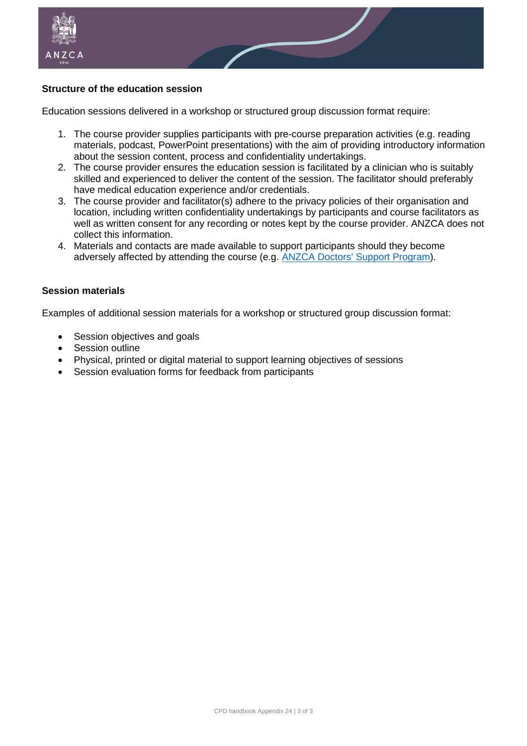**Structure of the education session**

Education sessions delivered in a workshop or structured group discussion format require:

1. The course provider supplies participants with pre-course preparation activities (e.g. reading materials, podcast, PowerPoint presentations) with the aim of providing introductory information about the session content, process and confidentiality undertakings.
2. The course provider ensures the education session is facilitated by a clinician who is suitably skilled and experienced to deliver the content of the session. The facilitator should preferably have medical education experience and/or credentials.
3. The course provider and facilitator(s) adhere to the privacy policies of their organisation and location, including written confidentiality undertakings by participants and course facilitators as well as written consent for any recording or notes kept by the course provider. ANZCA does not collect this information.
4. Materials and contacts are made available to support participants should they become adversely affected by attending the course (e.g. ANZCA Doctors' Support Program).

**Session materials**

Examples of additional session materials for a workshop or structured group discussion format:

- Session objectives and goals
- Session outline
- Physical, printed or digital material to support learning objectives of sessions
- Session evaluation forms for feedback from participants